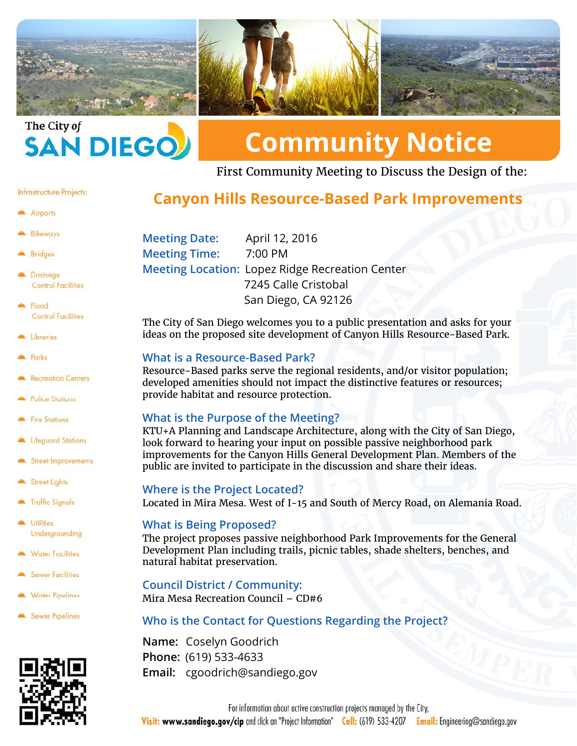The City of SAN DIEGO

# Community Notice

First Community Meeting to Discuss the Design of the:

## Canyon Hills Resource-Based Park Improvements

**Meeting Date:** April 12, 2016
**Meeting Time:** 7:00 PM
**Meeting Location:** Lopez Ridge Recreation Center
7245 Calle Cristobal
San Diego, CA 92126

The City of San Diego welcomes you to a public presentation and asks for your ideas on the proposed site development of Canyon Hills Resource-Based Park.

### What is a Resource-Based Park?

Resource-Based parks serve the regional residents, and/or visitor population; developed amenities should not impact the distinctive features or resources; provide habitat and resource protection.

### What is the Purpose of the Meeting?

KTU+A Planning and Landscape Architecture, along with the City of San Diego, look forward to hearing your input on possible passive neighborhood park improvements for the Canyon Hills General Development Plan. Members of the public are invited to participate in the discussion and share their ideas.

### Where is the Project Located?

Located in Mira Mesa. West of I-15 and South of Mercy Road, on Alemania Road.

### What is Being Proposed?

The project proposes passive neighborhood Park Improvements for the General Development Plan including trails, picnic tables, shade shelters, benches, and natural habitat preservation.

### Council District / Community:

Mira Mesa Recreation Council – CD#6

### Who is the Contact for Questions Regarding the Project?

**Name:** Coselyn Goodrich
**Phone:** (619) 533-4633
**Email:** cgoodrich@sandiego.gov

Infrastructure Projects:

- Airports
- Bikeways
- Bridges
- Drainage Control Facilities
- Flood Control Facilities
- Libraries
- Parks
- Recreation Centers
- Police Stations
- Fire Stations
- Lifeguard Stations
- Street Improvements
- Street Lights
- Traffic Signals
- Utilities Undergrounding
- Water Facilities
- Sewer Facilities
- Water Pipelines
- Sewer Pipelines

For information about active construction projects managed by the City,
**Visit:** **www.sandiego.gov/cip** and click on "Project Information" **Call:** (619) 533-4207 **Email:** Engineering@sandiego.gov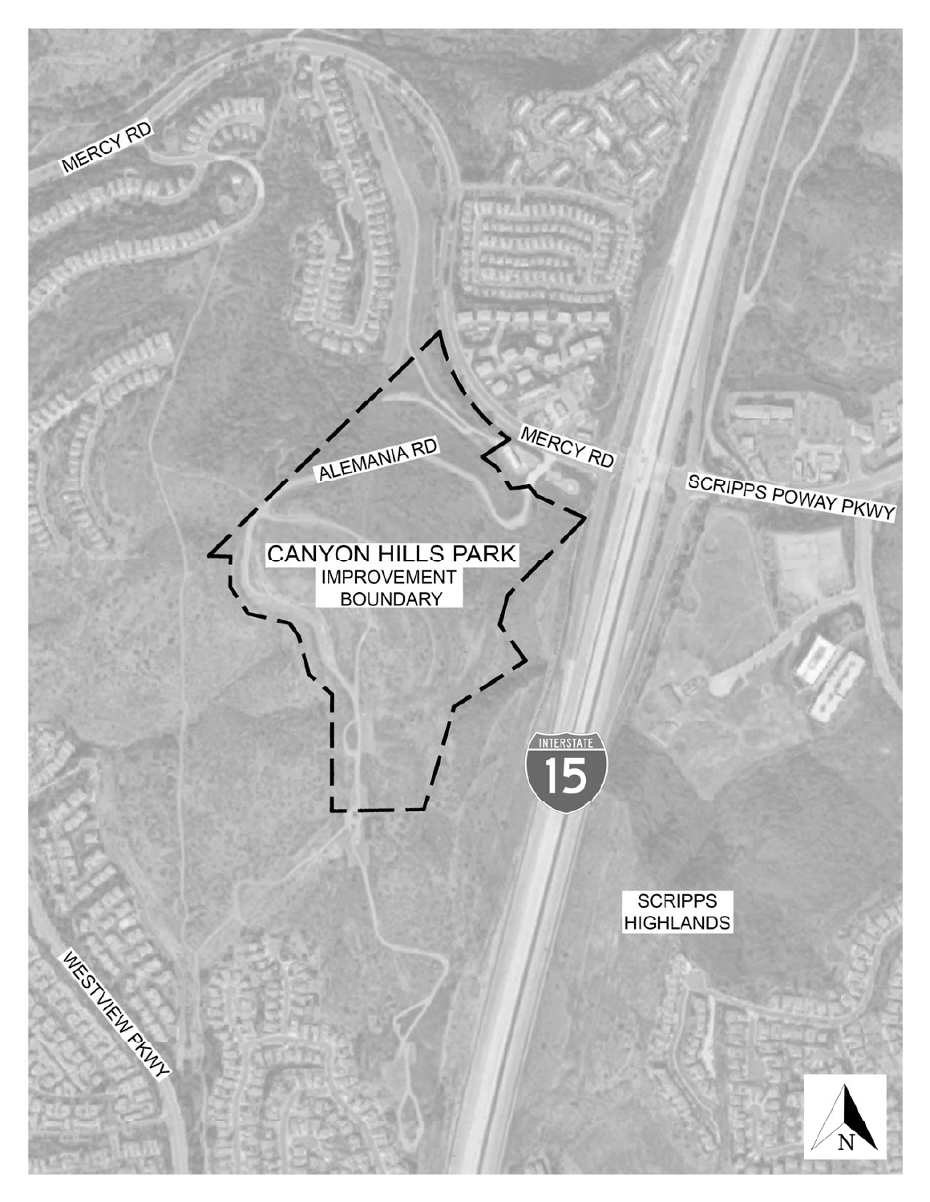MERCY RD

ALEMANIA RD

MERCY RD

SCRIPPS POWAY PKWY

CANYON HILLS PARK
IMPROVEMENT
BOUNDARY

INTERSTATE
15

SCRIPPS
HIGHLANDS

WESTVIEW PKWY

N